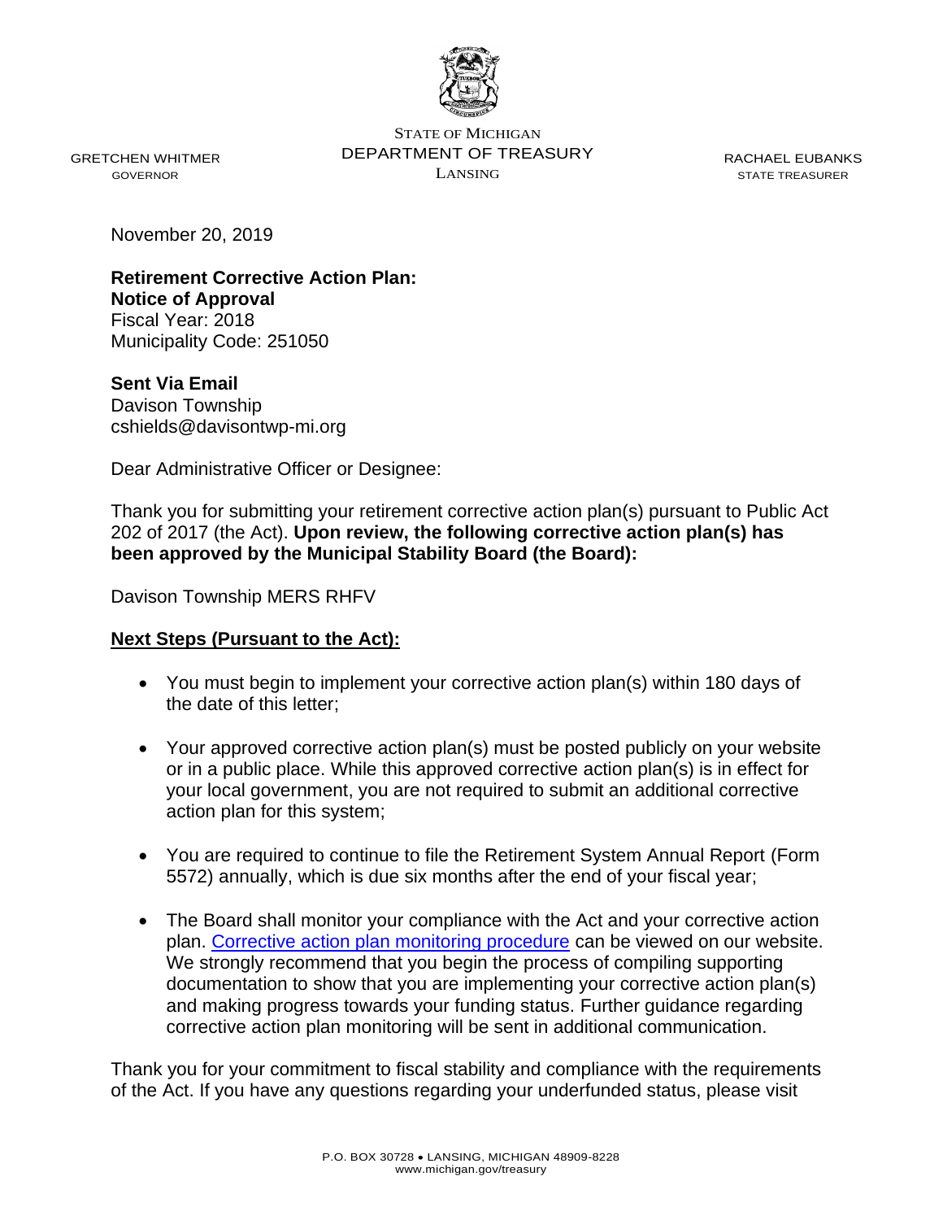STATE OF MICHIGAN
DEPARTMENT OF TREASURY
LANSING

GRETCHEN WHITMER
GOVERNOR

RACHAEL EUBANKS
STATE TREASURER

November 20, 2019

**Retirement Corrective Action Plan:**
**Notice of Approval**
Fiscal Year: 2018
Municipality Code: 251050

**Sent Via Email**
Davison Township
cshields@davisontwp-mi.org

Dear Administrative Officer or Designee:

Thank you for submitting your retirement corrective action plan(s) pursuant to Public Act 202 of 2017 (the Act). **Upon review, the following corrective action plan(s) has been approved by the Municipal Stability Board (the Board):**

Davison Township MERS RHFV

**Next Steps (Pursuant to the Act):**

- You must begin to implement your corrective action plan(s) within 180 days of the date of this letter;
- Your approved corrective action plan(s) must be posted publicly on your website or in a public place. While this approved corrective action plan(s) is in effect for your local government, you are not required to submit an additional corrective action plan for this system;
- You are required to continue to file the Retirement System Annual Report (Form 5572) annually, which is due six months after the end of your fiscal year;
- The Board shall monitor your compliance with the Act and your corrective action plan. Corrective action plan monitoring procedure can be viewed on our website. We strongly recommend that you begin the process of compiling supporting documentation to show that you are implementing your corrective action plan(s) and making progress towards your funding status. Further guidance regarding corrective action plan monitoring will be sent in additional communication.

Thank you for your commitment to fiscal stability and compliance with the requirements of the Act. If you have any questions regarding your underfunded status, please visit

P.O. BOX 30728 • LANSING, MICHIGAN 48909-8228
www.michigan.gov/treasury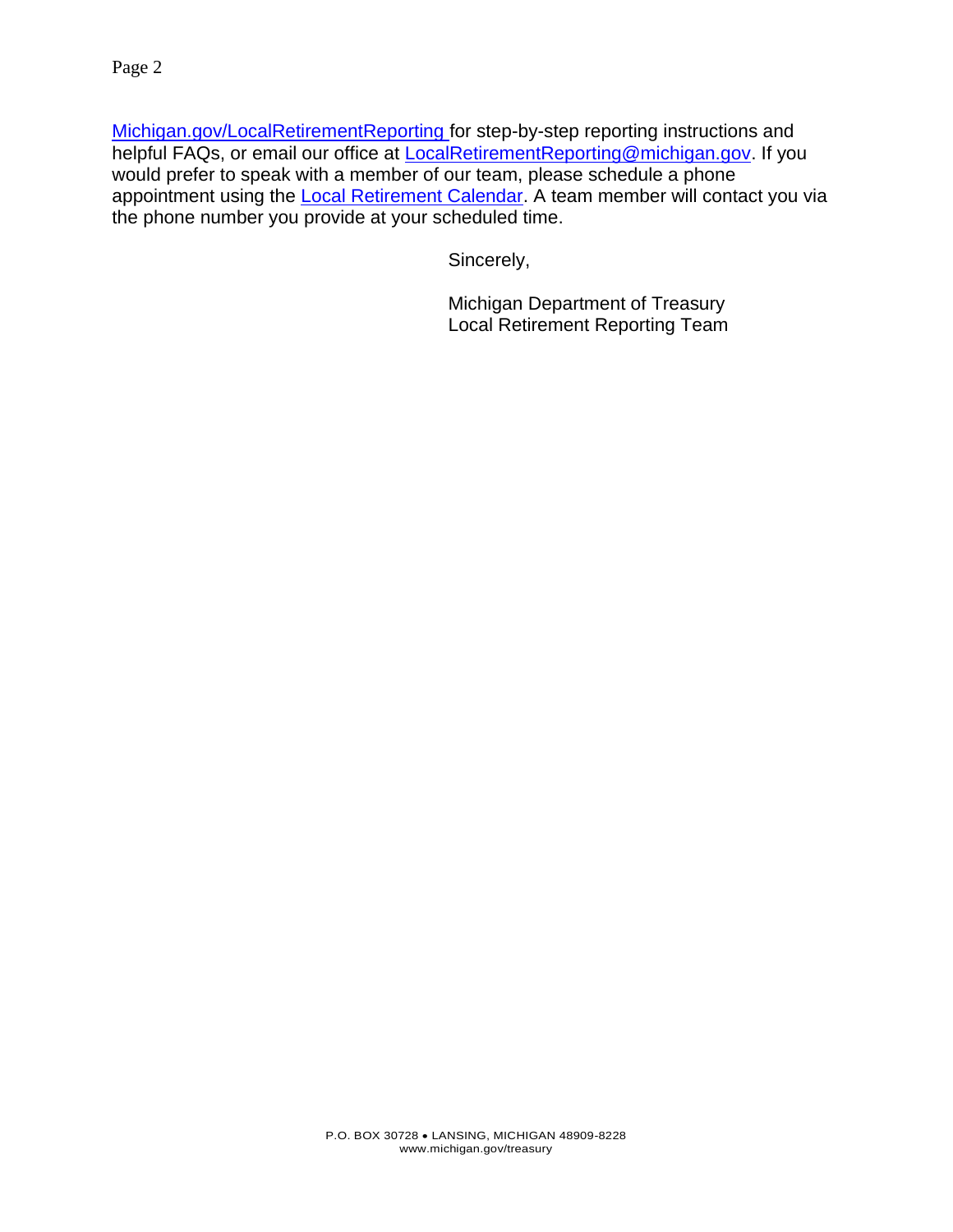Michigan.gov/LocalRetirementReporting for step-by-step reporting instructions and helpful FAQs, or email our office at LocalRetirementReporting@michigan.gov. If you would prefer to speak with a member of our team, please schedule a phone appointment using the Local Retirement Calendar. A team member will contact you via the phone number you provide at your scheduled time.

Sincerely,

Michigan Department of Treasury
Local Retirement Reporting Team

P.O. BOX 30728 • LANSING, MICHIGAN 48909-8228
www.michigan.gov/treasury